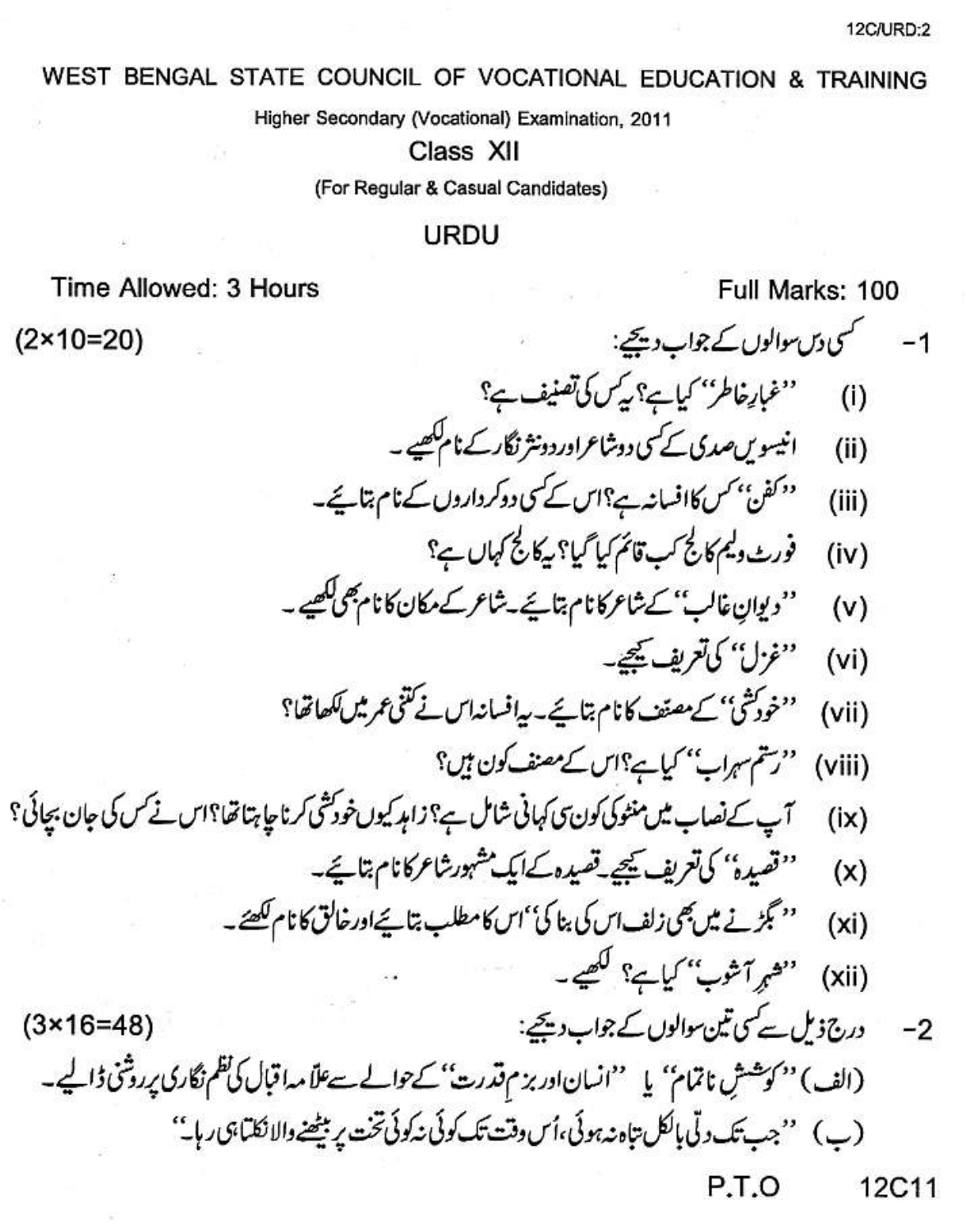WEST BENGAL STATE COUNCIL OF VOCATIONAL EDUCATION & TRAINING

Higher Secondary (Vocational) Examination, 2011

Class XII

(For Regular & Casual Candidates)

## URDU

Time Allowed: 3 Hours | Full Marks: 100

1- کسی دس سوالوں کے جواب دیجیے: (2×10=20)

(i) ''غبارِ خاطر'' کیا ہے؟ یہ کس کی تصنیف ہے؟

(ii) انیسویں صدی کے کسی دو شاعر اور دو نثر نگار کے نام لکھیے۔

(iii) ''کفن'' کس کا افسانہ ہے؟ اس کے کسی دو کرداروں کے نام بتائیے۔

(iv) فورٹ ولیم کالج کب قائم کیا گیا؟ یہ کالج کہاں ہے؟

(v) ''دیوانِ غالب'' کے شاعر کا نام بتائیے۔ شاعر کے مکان کا نام بھی لکھیے۔

(vi) ''غزل'' کی تعریف کیجیے۔

(vii) ''خودکشی'' کے مصنف کا نام بتائیے۔ یہ افسانہ اس نے کتنی عمر میں لکھا تھا؟

(viii) ''رستم سہراب'' کیا ہے؟ اس کے مصنف کون ہیں؟

(ix) آپ کے نصاب میں مثنوی کون سی کہانی شامل ہے؟ زاہد کیوں خودکشی کرنا چاہتا تھا؟ اس نے کس کی جان بچائی؟

(x) ''قصیدہ'' کی تعریف کیجیے۔ قصیدہ کے ایک مشہور شاعر کا نام بتائیے۔

(xi) ''بگڑنے میں بھی زلف اس کی بنا کی'' اس کا مطلب بتائیے اور خالق کا نام لکھیے۔

(xii) ''شہرِ آشوب'' کیا ہے؟ لکھیے۔

2- درج ذیل سے کسی تین سوالوں کے جواب دیجیے: (3×16=48)

(الف) ''کوششِ ناتمام'' یا ''انسان اور بزمِ قدرت'' کے حوالے سے علّامہ اقبال کی نظم نگاری پر روشنی ڈالیے۔

(ب) ''جب تک دلّی بالکل تباہ نہ ہوئی، اُس وقت تک کوئی نہ کوئی تخت پر بیٹھنے والا نکلتا ہی رہا۔''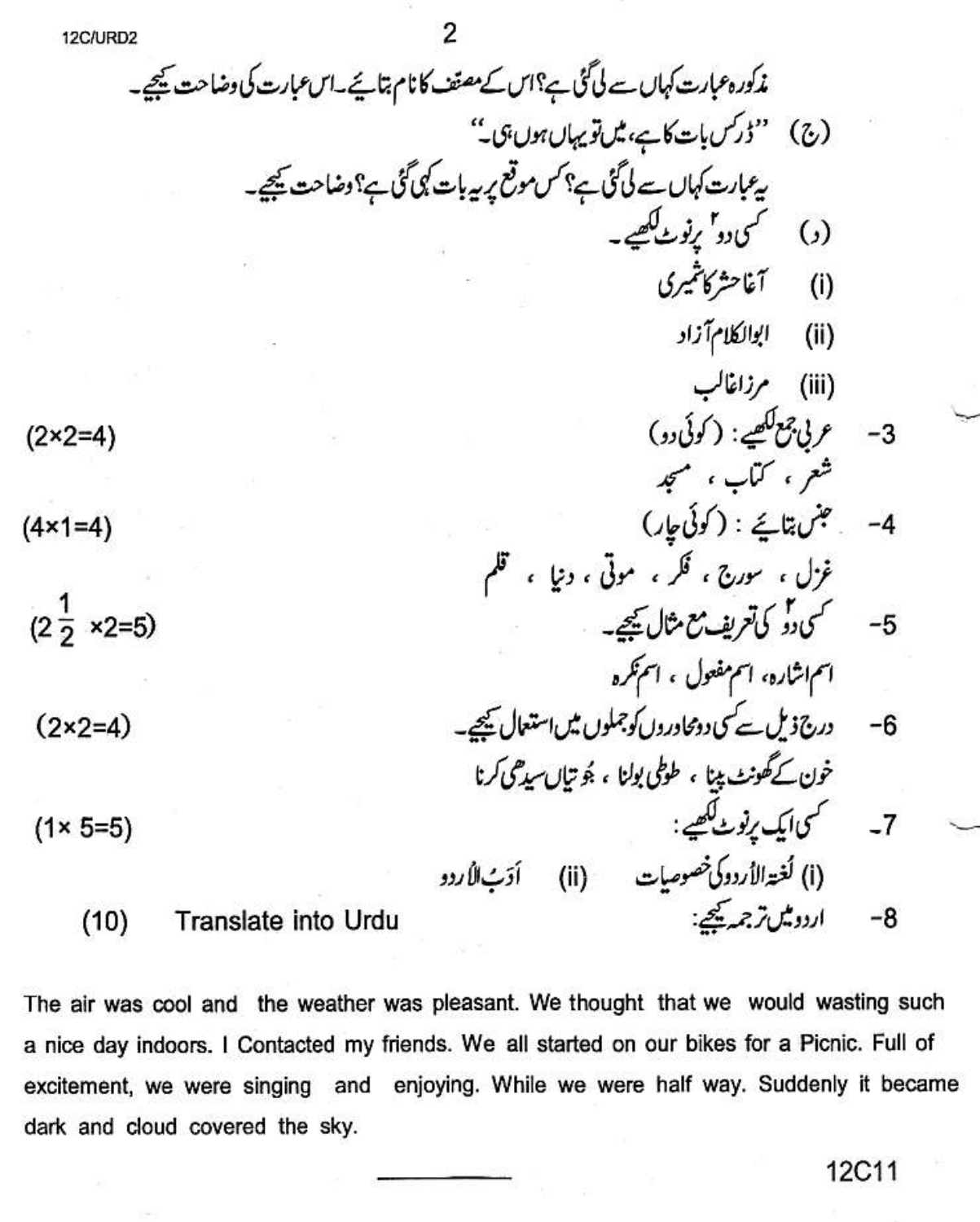مذکورہ عبارت کہاں سے لی گئی ہے؟ اس کے مصنف کا نام بتائیے۔ اس عبارت کی وضاحت کیجیے۔

(ج) ''ڈر کس بات کا ہے، میں تو یہاں ہوں ہی۔''

یہ عبارت کہاں سے لی گئی ہے؟ کس موقع پر یہ بات کہی گئی ہے؟ وضاحت کیجیے۔

(د) کسی دو ۲ پر نوٹ لکھیے۔

(i) آغا حشر کاشمیری

(ii) ابوالکلام آزاد

(iii) مرزا غالب

3- عربی جمع لکھیے: (کوئی دو) (2×2=4)

شعر ، کتاب ، مسجد

4- جنس بتائیے : (کوئی چار) (4×1=4)

غزل ، سورج ، فکر ، موتی ، دنیا ، قلم

5- کسی دو ۲ کی تعریف مع مثال کیجیے۔ ($2\frac{1}{2}$ ×2=5)

اسم اشارہ، اسم مفعول ، اسم نکرہ

6- درج ذیل سے کسی دو محاوروں کو جملوں میں استعمال کیجیے۔ (2×2=4)

خون کے گھونٹ پینا ، طوطی بولنا ، جُوتیاں سیدھی کرنا

7- کسی ایک پر نوٹ لکھیے: (1× 5=5)

(i) لُغتہ الأردو کی خصوصیات (ii) اَدَبُ الأردو

8- اردو میں ترجمہ کیجیے: Translate into Urdu (10)

The air was cool and the weather was pleasant. We thought that we would wasting such a nice day indoors. I Contacted my friends. We all started on our bikes for a Picnic. Full of excitement, we were singing and enjoying. While we were half way. Suddenly it became dark and cloud covered the sky.